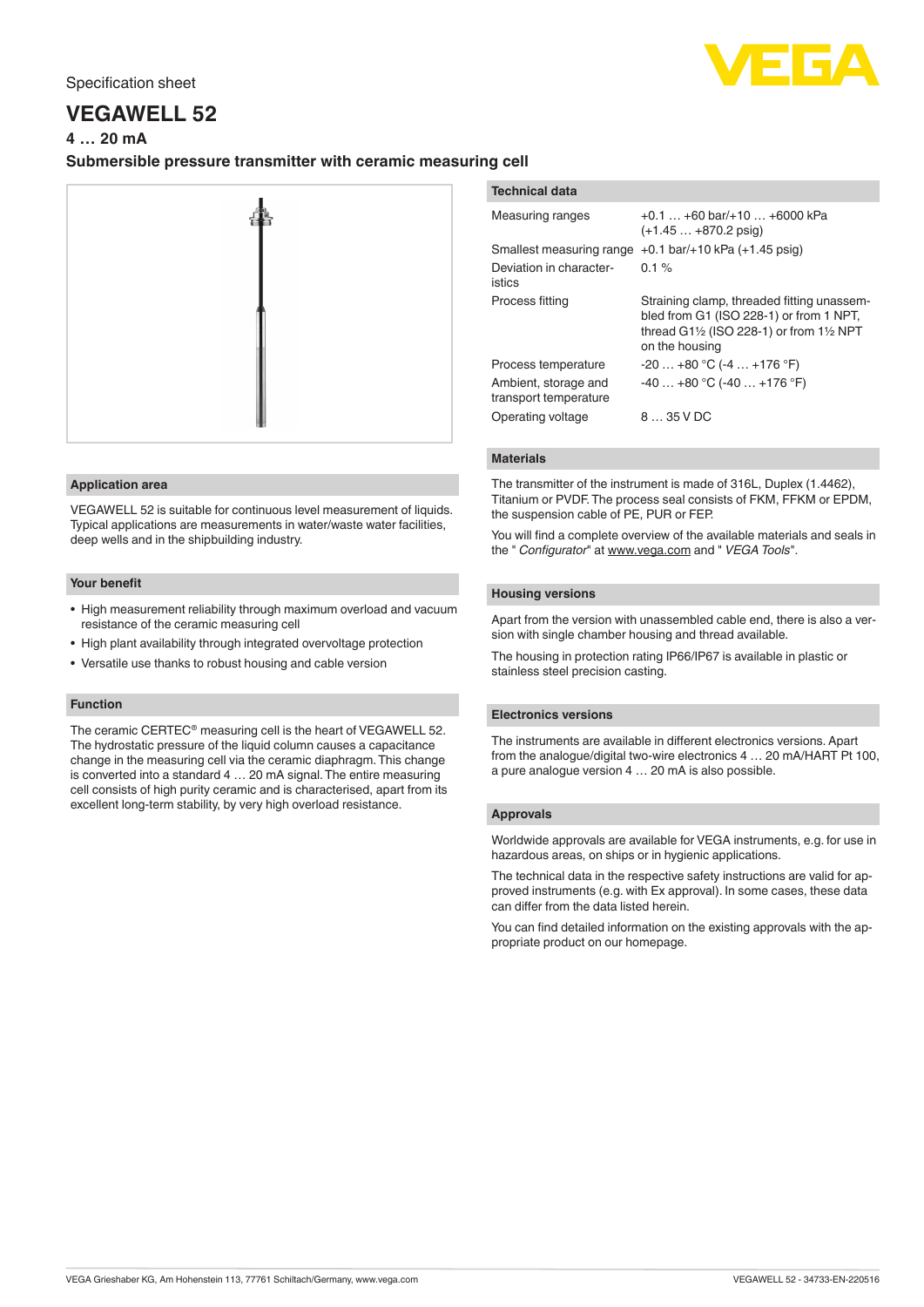Specification sheet

# VEGAWELL 52

### 4 … 20 mA

### Submersible pressure transmitter with ceramic measuring cell

## Application area

VEGAWELL 52 is suitable for continuous level measurement of liquids. Typical applications are measurements in water/waste water facilities, deep wells and in the shipbuilding industry.

## Your benefit

- High measurement reliability through maximum overload and vacuum resistance of the ceramic measuring cell
- High plant availability through integrated overvoltage protection
- Versatile use thanks to robust housing and cable version

## Function

The ceramic CERTEC® measuring cell is the heart of VEGAWELL 52. The hydrostatic pressure of the liquid column causes a capacitance change in the measuring cell via the ceramic diaphragm. This change is converted into a standard 4 … 20 mA signal. The entire measuring cell consists of high purity ceramic and is characterised, apart from its excellent long-term stability, by very high overload resistance.

## Technical data

| | |
|---|---|
| Measuring ranges | +0.1 … +60 bar/+10 … +6000 kPa (+1.45 … +870.2 psig) |
| Smallest measuring range | +0.1 bar/+10 kPa (+1.45 psig) |
| Deviation in characteristics | 0.1 % |
| Process fitting | Straining clamp, threaded fitting unassembled from G1 (ISO 228-1) or from 1 NPT, thread G1½ (ISO 228-1) or from 1½ NPT on the housing |
| Process temperature | -20 … +80 °C (-4 … +176 °F) |
| Ambient, storage and transport temperature | -40 … +80 °C (-40 … +176 °F) |
| Operating voltage | 8 … 35 V DC |

## Materials

The transmitter of the instrument is made of 316L, Duplex (1.4462), Titanium or PVDF. The process seal consists of FKM, FFKM or EPDM, the suspension cable of PE, PUR or FEP.

You will find a complete overview of the available materials and seals in the " *Configurator*" at www.vega.com and " *VEGA Tools*".

## Housing versions

Apart from the version with unassembled cable end, there is also a version with single chamber housing and thread available.

The housing in protection rating IP66/IP67 is available in plastic or stainless steel precision casting.

## Electronics versions

The instruments are available in different electronics versions. Apart from the analogue/digital two-wire electronics 4 … 20 mA/HART Pt 100, a pure analogue version 4 … 20 mA is also possible.

## Approvals

Worldwide approvals are available for VEGA instruments, e.g. for use in hazardous areas, on ships or in hygienic applications.

The technical data in the respective safety instructions are valid for approved instruments (e.g. with Ex approval). In some cases, these data can differ from the data listed herein.

You can find detailed information on the existing approvals with the appropriate product on our homepage.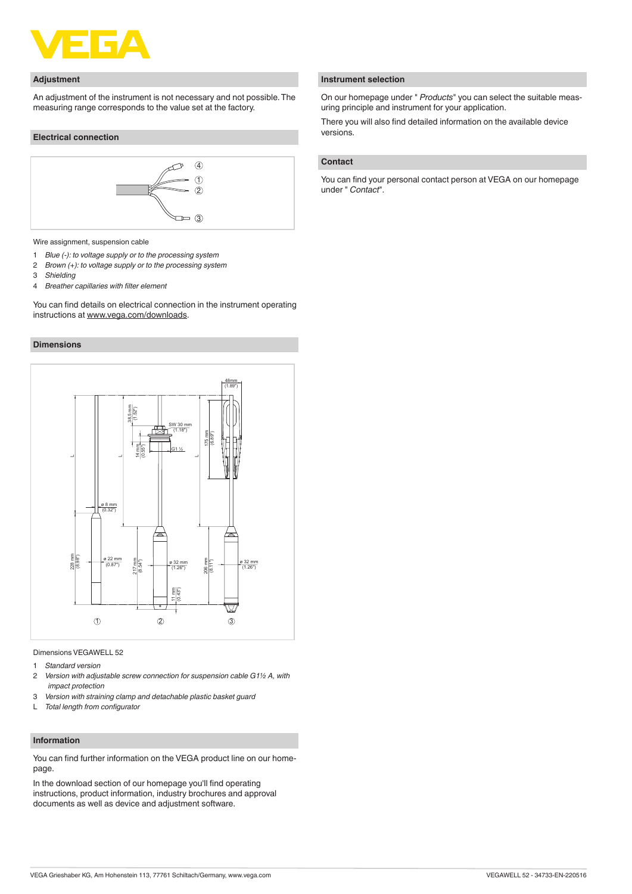## Adjustment

An adjustment of the instrument is not necessary and not possible. The measuring range corresponds to the value set at the factory.

## Electrical connection

Wire assignment, suspension cable

1. *Blue (-): to voltage supply or to the processing system*
2. *Brown (+): to voltage supply or to the processing system*
3. *Shielding*
4. *Breather capillaries with filter element*

You can find details on electrical connection in the instrument operating instructions at www.vega.com/downloads.

## Dimensions

Dimensions VEGAWELL 52

1. *Standard version*
2. *Version with adjustable screw connection for suspension cable G1½ A, with impact protection*
3. *Version with straining clamp and detachable plastic basket guard*

L *Total length from configurator*

## Information

You can find further information on the VEGA product line on our homepage.

In the download section of our homepage you'll find operating instructions, product information, industry brochures and approval documents as well as device and adjustment software.

## Instrument selection

On our homepage under " *Products*" you can select the suitable measuring principle and instrument for your application.

There you will also find detailed information on the available device versions.

## Contact

You can find your personal contact person at VEGA on our homepage under " *Contact*".